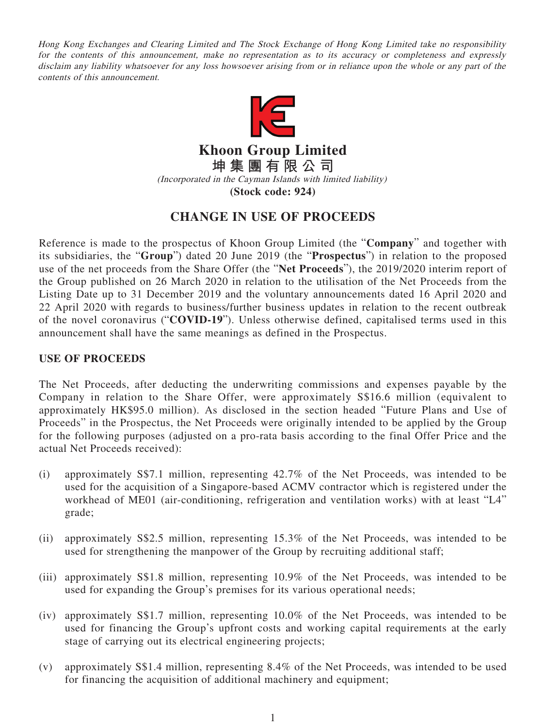*Hong Kong Exchanges and Clearing Limited and The Stock Exchange of Hong Kong Limited take no responsibility for the contents of this announcement, make no representation as to its accuracy or completeness and expressly disclaim any liability whatsoever for any loss howsoever arising from or in reliance upon the whole or any part of the contents of this announcement.*

# Khoon Group Limited
# 坤集團有限公司

*(Incorporated in the Cayman Islands with limited liability)*

**(Stock code: 924)**

## CHANGE IN USE OF PROCEEDS

Reference is made to the prospectus of Khoon Group Limited (the "**Company**" and together with its subsidiaries, the "**Group**") dated 20 June 2019 (the "**Prospectus**") in relation to the proposed use of the net proceeds from the Share Offer (the "**Net Proceeds**"), the 2019/2020 interim report of the Group published on 26 March 2020 in relation to the utilisation of the Net Proceeds from the Listing Date up to 31 December 2019 and the voluntary announcements dated 16 April 2020 and 22 April 2020 with regards to business/further business updates in relation to the recent outbreak of the novel coronavirus ("**COVID-19**"). Unless otherwise defined, capitalised terms used in this announcement shall have the same meanings as defined in the Prospectus.

### USE OF PROCEEDS

The Net Proceeds, after deducting the underwriting commissions and expenses payable by the Company in relation to the Share Offer, were approximately S$16.6 million (equivalent to approximately HK$95.0 million). As disclosed in the section headed "Future Plans and Use of Proceeds" in the Prospectus, the Net Proceeds were originally intended to be applied by the Group for the following purposes (adjusted on a pro-rata basis according to the final Offer Price and the actual Net Proceeds received):

(i) approximately S$7.1 million, representing 42.7% of the Net Proceeds, was intended to be used for the acquisition of a Singapore-based ACMV contractor which is registered under the workhead of ME01 (air-conditioning, refrigeration and ventilation works) with at least "L4" grade;

(ii) approximately S$2.5 million, representing 15.3% of the Net Proceeds, was intended to be used for strengthening the manpower of the Group by recruiting additional staff;

(iii) approximately S$1.8 million, representing 10.9% of the Net Proceeds, was intended to be used for expanding the Group's premises for its various operational needs;

(iv) approximately S$1.7 million, representing 10.0% of the Net Proceeds, was intended to be used for financing the Group's upfront costs and working capital requirements at the early stage of carrying out its electrical engineering projects;

(v) approximately S$1.4 million, representing 8.4% of the Net Proceeds, was intended to be used for financing the acquisition of additional machinery and equipment;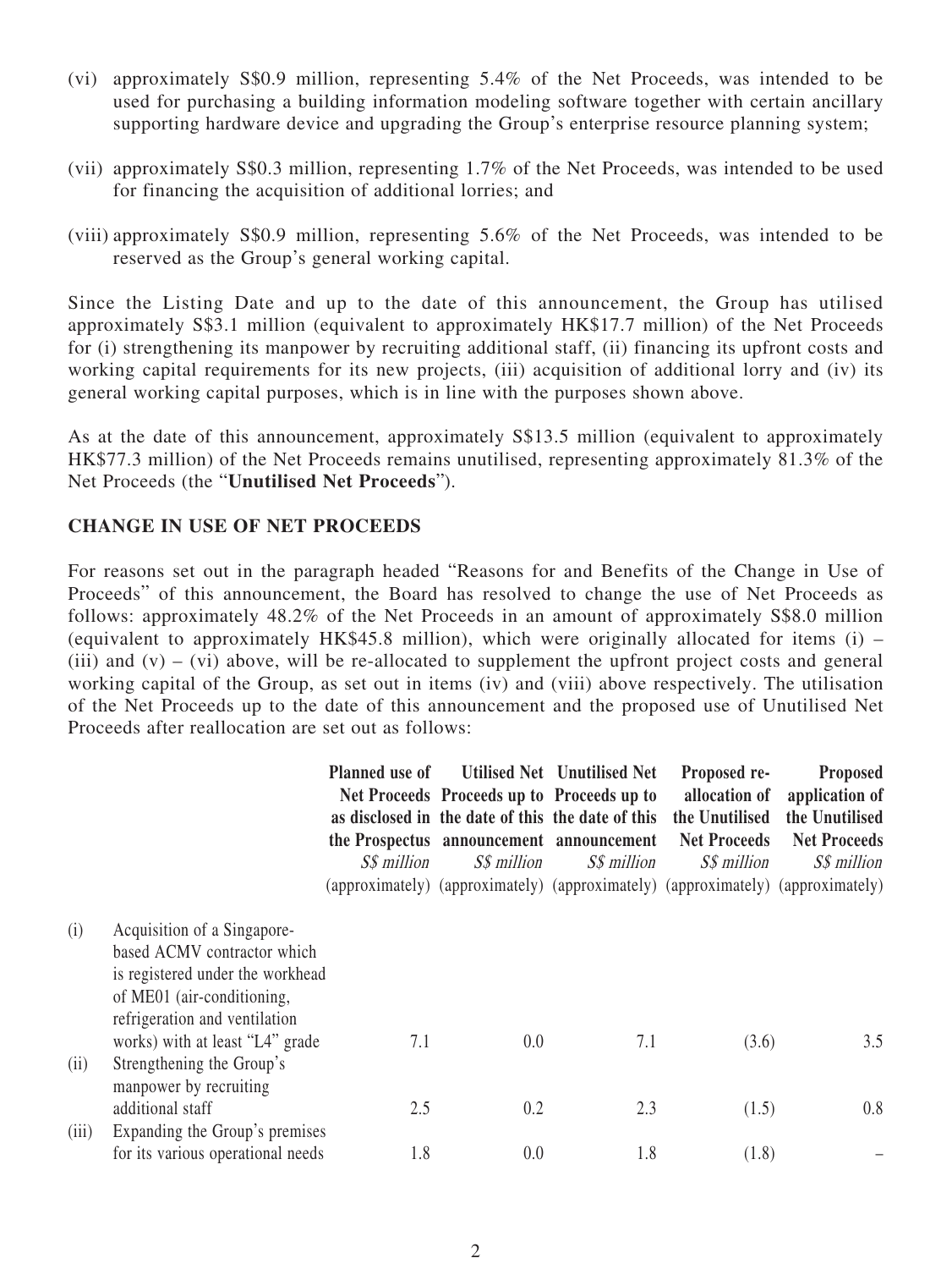(vi) approximately S$0.9 million, representing 5.4% of the Net Proceeds, was intended to be used for purchasing a building information modeling software together with certain ancillary supporting hardware device and upgrading the Group's enterprise resource planning system;

(vii) approximately S$0.3 million, representing 1.7% of the Net Proceeds, was intended to be used for financing the acquisition of additional lorries; and

(viii) approximately S$0.9 million, representing 5.6% of the Net Proceeds, was intended to be reserved as the Group's general working capital.

Since the Listing Date and up to the date of this announcement, the Group has utilised approximately S$3.1 million (equivalent to approximately HK$17.7 million) of the Net Proceeds for (i) strengthening its manpower by recruiting additional staff, (ii) financing its upfront costs and working capital requirements for its new projects, (iii) acquisition of additional lorry and (iv) its general working capital purposes, which is in line with the purposes shown above.

As at the date of this announcement, approximately S$13.5 million (equivalent to approximately HK$77.3 million) of the Net Proceeds remains unutilised, representing approximately 81.3% of the Net Proceeds (the "**Unutilised Net Proceeds**").

## CHANGE IN USE OF NET PROCEEDS

For reasons set out in the paragraph headed "Reasons for and Benefits of the Change in Use of Proceeds" of this announcement, the Board has resolved to change the use of Net Proceeds as follows: approximately 48.2% of the Net Proceeds in an amount of approximately S$8.0 million (equivalent to approximately HK$45.8 million), which were originally allocated for items (i) – (iii) and (v) – (vi) above, will be re-allocated to supplement the upfront project costs and general working capital of the Group, as set out in items (iv) and (viii) above respectively. The utilisation of the Net Proceeds up to the date of this announcement and the proposed use of Unutilised Net Proceeds after reallocation are set out as follows:

| | | Planned use of Net Proceeds as disclosed in the Prospectus<br>*S$ million*<br>(approximately) | Utilised Net Proceeds up to the date of this announcement<br>*S$ million*<br>(approximately) | Unutilised Net Proceeds up to the date of this announcement<br>*S$ million*<br>(approximately) | Proposed re-allocation of the Unutilised Net Proceeds<br>*S$ million*<br>(approximately) | Proposed application of the Unutilised Net Proceeds<br>*S$ million*<br>(approximately) |
|---|---|---|---|---|---|---|
| (i) | Acquisition of a Singapore-based ACMV contractor which is registered under the workhead of ME01 (air-conditioning, refrigeration and ventilation works) with at least "L4" grade | 7.1 | 0.0 | 7.1 | (3.6) | 3.5 |
| (ii) | Strengthening the Group's manpower by recruiting additional staff | 2.5 | 0.2 | 2.3 | (1.5) | 0.8 |
| (iii) | Expanding the Group's premises for its various operational needs | 1.8 | 0.0 | 1.8 | (1.8) | – |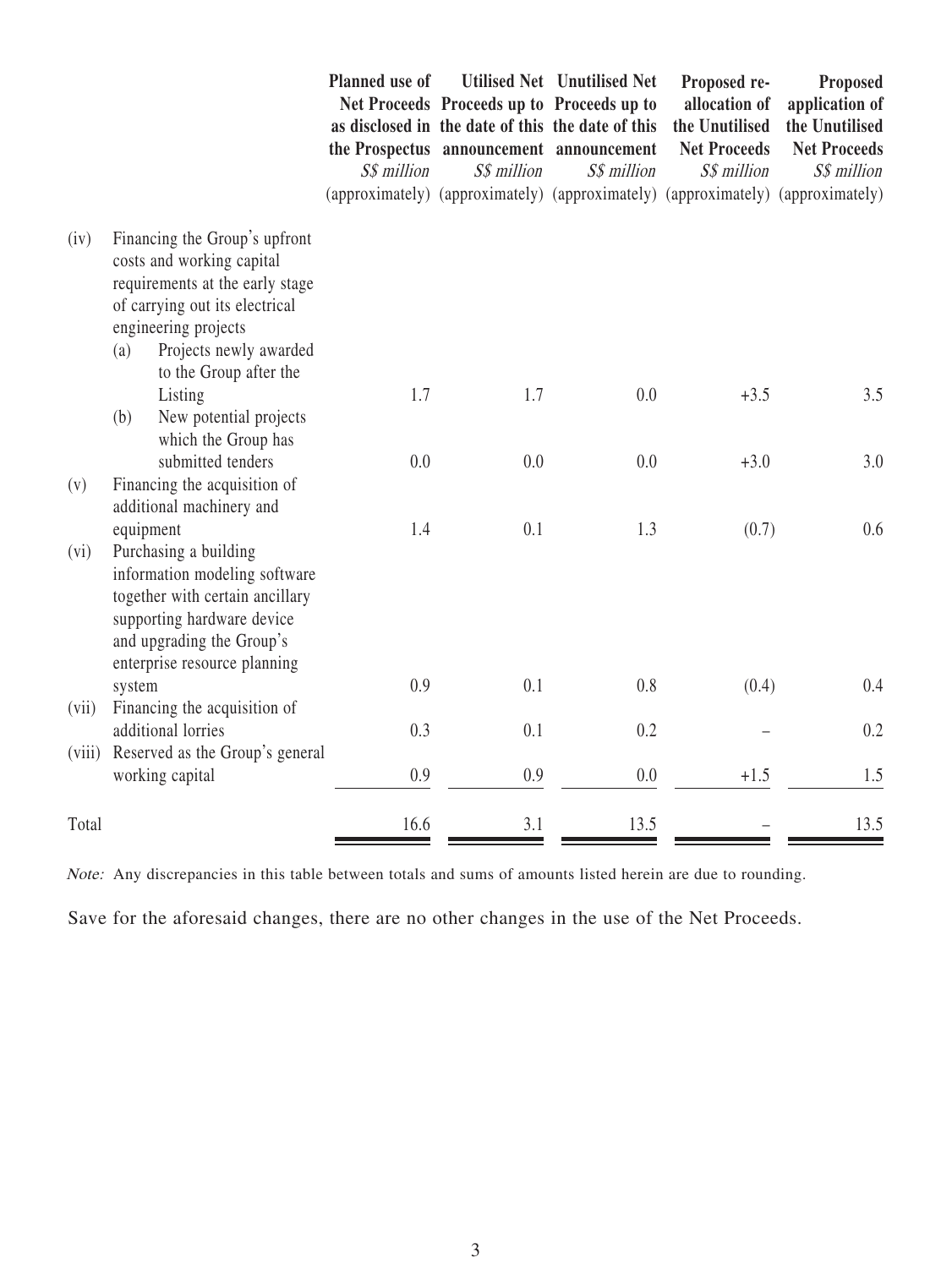| | Planned use of Net Proceeds as disclosed in the Prospectus *S$ million* (approximately) | Utilised Net Proceeds up to the date of this announcement *S$ million* (approximately) | Unutilised Net Proceeds up to the date of this announcement *S$ million* (approximately) | Proposed re-allocation of the Unutilised Net Proceeds *S$ million* (approximately) | Proposed application of the Unutilised Net Proceeds *S$ million* (approximately) |
|---|---|---|---|---|---|
| (iv) Financing the Group's upfront costs and working capital requirements at the early stage of carrying out its electrical engineering projects | | | | | |
| (a) Projects newly awarded to the Group after the Listing | 1.7 | 1.7 | 0.0 | +3.5 | 3.5 |
| (b) New potential projects which the Group has submitted tenders | 0.0 | 0.0 | 0.0 | +3.0 | 3.0 |
| (v) Financing the acquisition of additional machinery and equipment | 1.4 | 0.1 | 1.3 | (0.7) | 0.6 |
| (vi) Purchasing a building information modeling software together with certain ancillary supporting hardware device and upgrading the Group's enterprise resource planning system | 0.9 | 0.1 | 0.8 | (0.4) | 0.4 |
| (vii) Financing the acquisition of additional lorries | 0.3 | 0.1 | 0.2 | – | 0.2 |
| (viii) Reserved as the Group's general working capital | 0.9 | 0.9 | 0.0 | +1.5 | 1.5 |
| Total | 16.6 | 3.1 | 13.5 | – | 13.5 |

*Note:* Any discrepancies in this table between totals and sums of amounts listed herein are due to rounding.

Save for the aforesaid changes, there are no other changes in the use of the Net Proceeds.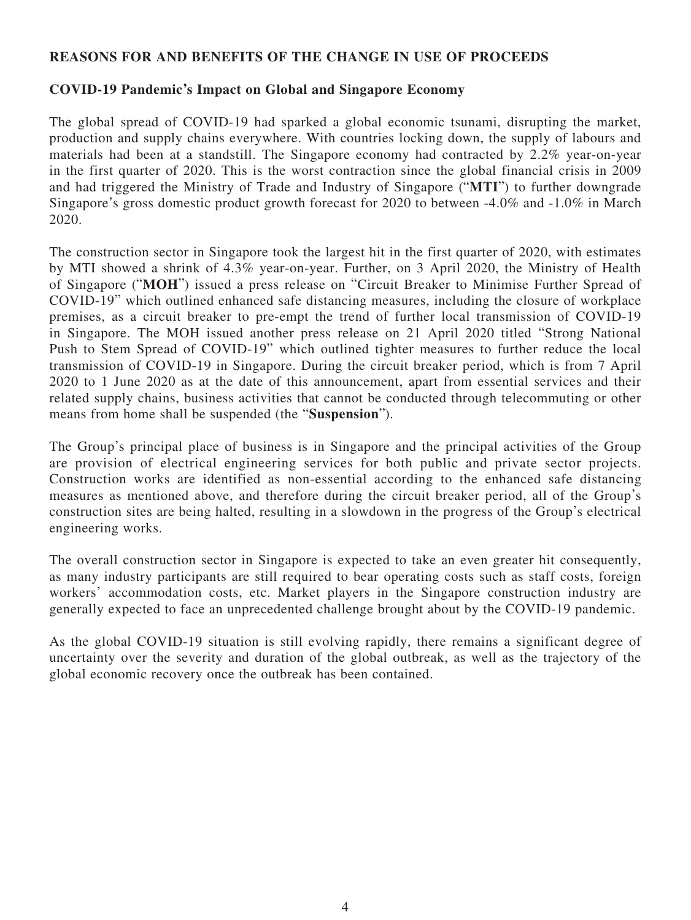## REASONS FOR AND BENEFITS OF THE CHANGE IN USE OF PROCEEDS

### COVID-19 Pandemic's Impact on Global and Singapore Economy

The global spread of COVID-19 had sparked a global economic tsunami, disrupting the market, production and supply chains everywhere. With countries locking down, the supply of labours and materials had been at a standstill. The Singapore economy had contracted by 2.2% year-on-year in the first quarter of 2020. This is the worst contraction since the global financial crisis in 2009 and had triggered the Ministry of Trade and Industry of Singapore ("**MTI**") to further downgrade Singapore's gross domestic product growth forecast for 2020 to between -4.0% and -1.0% in March 2020.

The construction sector in Singapore took the largest hit in the first quarter of 2020, with estimates by MTI showed a shrink of 4.3% year-on-year. Further, on 3 April 2020, the Ministry of Health of Singapore ("**MOH**") issued a press release on "Circuit Breaker to Minimise Further Spread of COVID-19" which outlined enhanced safe distancing measures, including the closure of workplace premises, as a circuit breaker to pre-empt the trend of further local transmission of COVID-19 in Singapore. The MOH issued another press release on 21 April 2020 titled "Strong National Push to Stem Spread of COVID-19" which outlined tighter measures to further reduce the local transmission of COVID-19 in Singapore. During the circuit breaker period, which is from 7 April 2020 to 1 June 2020 as at the date of this announcement, apart from essential services and their related supply chains, business activities that cannot be conducted through telecommuting or other means from home shall be suspended (the "**Suspension**").

The Group's principal place of business is in Singapore and the principal activities of the Group are provision of electrical engineering services for both public and private sector projects. Construction works are identified as non-essential according to the enhanced safe distancing measures as mentioned above, and therefore during the circuit breaker period, all of the Group's construction sites are being halted, resulting in a slowdown in the progress of the Group's electrical engineering works.

The overall construction sector in Singapore is expected to take an even greater hit consequently, as many industry participants are still required to bear operating costs such as staff costs, foreign workers' accommodation costs, etc. Market players in the Singapore construction industry are generally expected to face an unprecedented challenge brought about by the COVID-19 pandemic.

As the global COVID-19 situation is still evolving rapidly, there remains a significant degree of uncertainty over the severity and duration of the global outbreak, as well as the trajectory of the global economic recovery once the outbreak has been contained.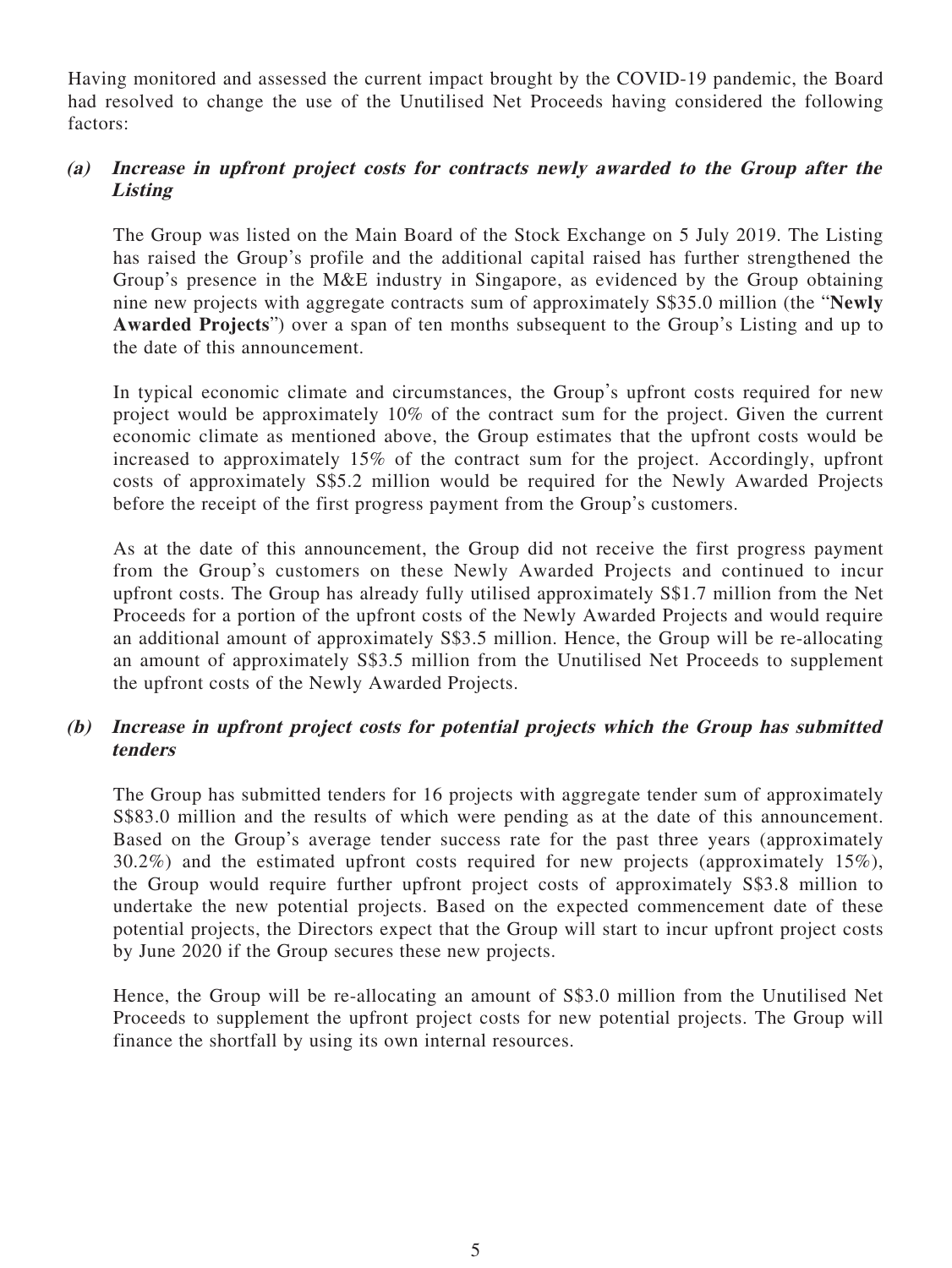Having monitored and assessed the current impact brought by the COVID-19 pandemic, the Board had resolved to change the use of the Unutilised Net Proceeds having considered the following factors:

**(a) *Increase in upfront project costs for contracts newly awarded to the Group after the Listing***

The Group was listed on the Main Board of the Stock Exchange on 5 July 2019. The Listing has raised the Group's profile and the additional capital raised has further strengthened the Group's presence in the M&E industry in Singapore, as evidenced by the Group obtaining nine new projects with aggregate contracts sum of approximately S$35.0 million (the "**Newly Awarded Projects**") over a span of ten months subsequent to the Group's Listing and up to the date of this announcement.

In typical economic climate and circumstances, the Group's upfront costs required for new project would be approximately 10% of the contract sum for the project. Given the current economic climate as mentioned above, the Group estimates that the upfront costs would be increased to approximately 15% of the contract sum for the project. Accordingly, upfront costs of approximately S$5.2 million would be required for the Newly Awarded Projects before the receipt of the first progress payment from the Group's customers.

As at the date of this announcement, the Group did not receive the first progress payment from the Group's customers on these Newly Awarded Projects and continued to incur upfront costs. The Group has already fully utilised approximately S$1.7 million from the Net Proceeds for a portion of the upfront costs of the Newly Awarded Projects and would require an additional amount of approximately S$3.5 million. Hence, the Group will be re-allocating an amount of approximately S$3.5 million from the Unutilised Net Proceeds to supplement the upfront costs of the Newly Awarded Projects.

**(b) *Increase in upfront project costs for potential projects which the Group has submitted tenders***

The Group has submitted tenders for 16 projects with aggregate tender sum of approximately S$83.0 million and the results of which were pending as at the date of this announcement. Based on the Group's average tender success rate for the past three years (approximately 30.2%) and the estimated upfront costs required for new projects (approximately 15%), the Group would require further upfront project costs of approximately S$3.8 million to undertake the new potential projects. Based on the expected commencement date of these potential projects, the Directors expect that the Group will start to incur upfront project costs by June 2020 if the Group secures these new projects.

Hence, the Group will be re-allocating an amount of S$3.0 million from the Unutilised Net Proceeds to supplement the upfront project costs for new potential projects. The Group will finance the shortfall by using its own internal resources.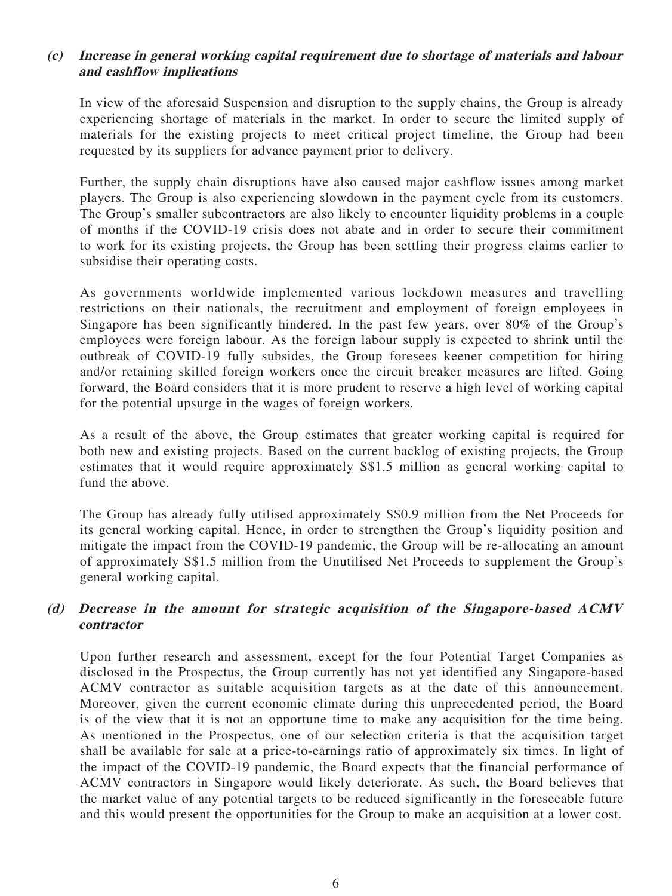***(c) Increase in general working capital requirement due to shortage of materials and labour and cashflow implications***

In view of the aforesaid Suspension and disruption to the supply chains, the Group is already experiencing shortage of materials in the market. In order to secure the limited supply of materials for the existing projects to meet critical project timeline, the Group had been requested by its suppliers for advance payment prior to delivery.

Further, the supply chain disruptions have also caused major cashflow issues among market players. The Group is also experiencing slowdown in the payment cycle from its customers. The Group's smaller subcontractors are also likely to encounter liquidity problems in a couple of months if the COVID-19 crisis does not abate and in order to secure their commitment to work for its existing projects, the Group has been settling their progress claims earlier to subsidise their operating costs.

As governments worldwide implemented various lockdown measures and travelling restrictions on their nationals, the recruitment and employment of foreign employees in Singapore has been significantly hindered. In the past few years, over 80% of the Group's employees were foreign labour. As the foreign labour supply is expected to shrink until the outbreak of COVID-19 fully subsides, the Group foresees keener competition for hiring and/or retaining skilled foreign workers once the circuit breaker measures are lifted. Going forward, the Board considers that it is more prudent to reserve a high level of working capital for the potential upsurge in the wages of foreign workers.

As a result of the above, the Group estimates that greater working capital is required for both new and existing projects. Based on the current backlog of existing projects, the Group estimates that it would require approximately S$1.5 million as general working capital to fund the above.

The Group has already fully utilised approximately S$0.9 million from the Net Proceeds for its general working capital. Hence, in order to strengthen the Group's liquidity position and mitigate the impact from the COVID-19 pandemic, the Group will be re-allocating an amount of approximately S$1.5 million from the Unutilised Net Proceeds to supplement the Group's general working capital.

***(d) Decrease in the amount for strategic acquisition of the Singapore-based ACMV contractor***

Upon further research and assessment, except for the four Potential Target Companies as disclosed in the Prospectus, the Group currently has not yet identified any Singapore-based ACMV contractor as suitable acquisition targets as at the date of this announcement. Moreover, given the current economic climate during this unprecedented period, the Board is of the view that it is not an opportune time to make any acquisition for the time being. As mentioned in the Prospectus, one of our selection criteria is that the acquisition target shall be available for sale at a price-to-earnings ratio of approximately six times. In light of the impact of the COVID-19 pandemic, the Board expects that the financial performance of ACMV contractors in Singapore would likely deteriorate. As such, the Board believes that the market value of any potential targets to be reduced significantly in the foreseeable future and this would present the opportunities for the Group to make an acquisition at a lower cost.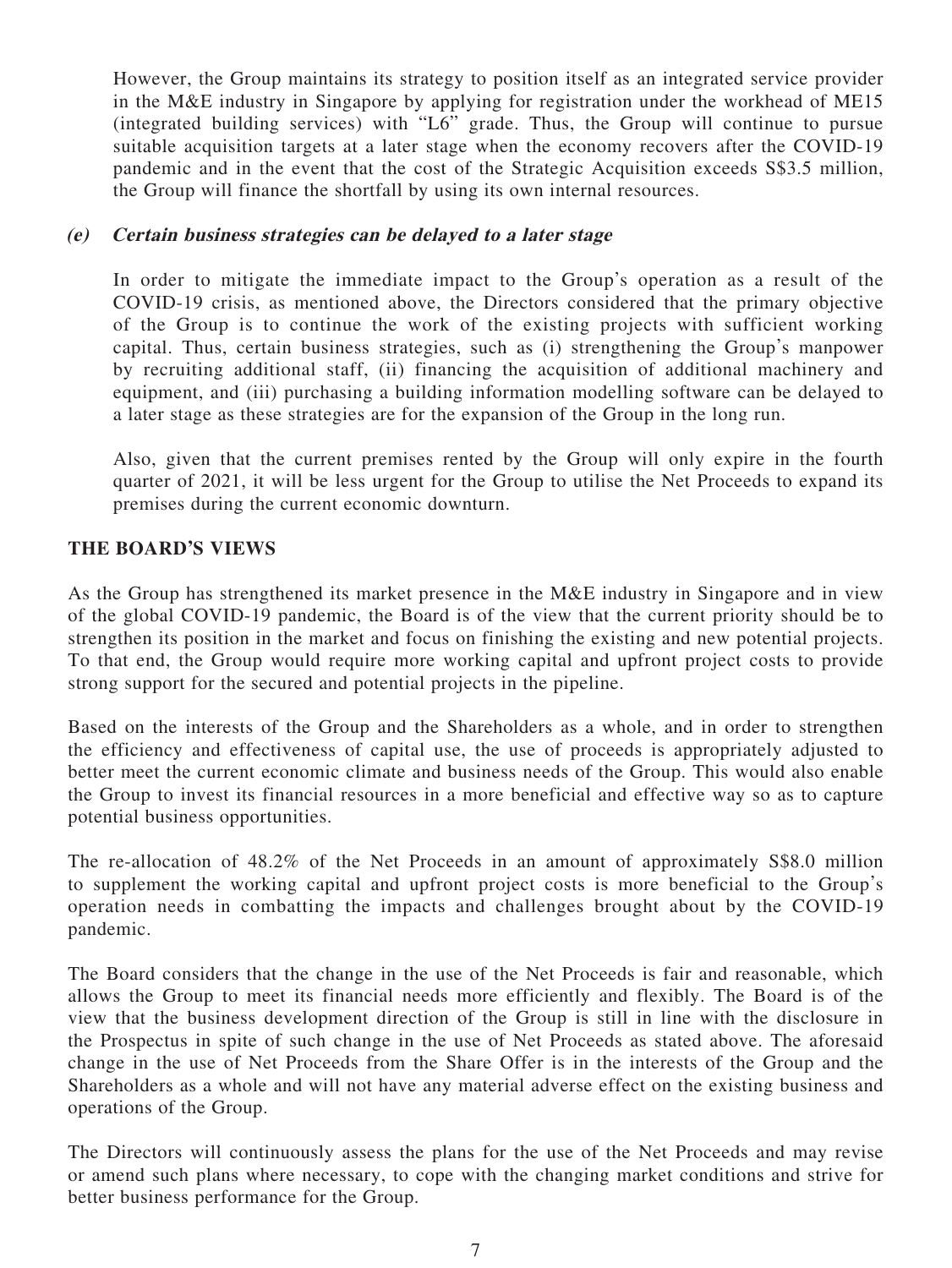However, the Group maintains its strategy to position itself as an integrated service provider in the M&E industry in Singapore by applying for registration under the workhead of ME15 (integrated building services) with "L6" grade. Thus, the Group will continue to pursue suitable acquisition targets at a later stage when the economy recovers after the COVID-19 pandemic and in the event that the cost of the Strategic Acquisition exceeds S$3.5 million, the Group will finance the shortfall by using its own internal resources.

***(e) Certain business strategies can be delayed to a later stage***

In order to mitigate the immediate impact to the Group's operation as a result of the COVID-19 crisis, as mentioned above, the Directors considered that the primary objective of the Group is to continue the work of the existing projects with sufficient working capital. Thus, certain business strategies, such as (i) strengthening the Group's manpower by recruiting additional staff, (ii) financing the acquisition of additional machinery and equipment, and (iii) purchasing a building information modelling software can be delayed to a later stage as these strategies are for the expansion of the Group in the long run.

Also, given that the current premises rented by the Group will only expire in the fourth quarter of 2021, it will be less urgent for the Group to utilise the Net Proceeds to expand its premises during the current economic downturn.

## THE BOARD'S VIEWS

As the Group has strengthened its market presence in the M&E industry in Singapore and in view of the global COVID-19 pandemic, the Board is of the view that the current priority should be to strengthen its position in the market and focus on finishing the existing and new potential projects. To that end, the Group would require more working capital and upfront project costs to provide strong support for the secured and potential projects in the pipeline.

Based on the interests of the Group and the Shareholders as a whole, and in order to strengthen the efficiency and effectiveness of capital use, the use of proceeds is appropriately adjusted to better meet the current economic climate and business needs of the Group. This would also enable the Group to invest its financial resources in a more beneficial and effective way so as to capture potential business opportunities.

The re-allocation of 48.2% of the Net Proceeds in an amount of approximately S$8.0 million to supplement the working capital and upfront project costs is more beneficial to the Group's operation needs in combatting the impacts and challenges brought about by the COVID-19 pandemic.

The Board considers that the change in the use of the Net Proceeds is fair and reasonable, which allows the Group to meet its financial needs more efficiently and flexibly. The Board is of the view that the business development direction of the Group is still in line with the disclosure in the Prospectus in spite of such change in the use of Net Proceeds as stated above. The aforesaid change in the use of Net Proceeds from the Share Offer is in the interests of the Group and the Shareholders as a whole and will not have any material adverse effect on the existing business and operations of the Group.

The Directors will continuously assess the plans for the use of the Net Proceeds and may revise or amend such plans where necessary, to cope with the changing market conditions and strive for better business performance for the Group.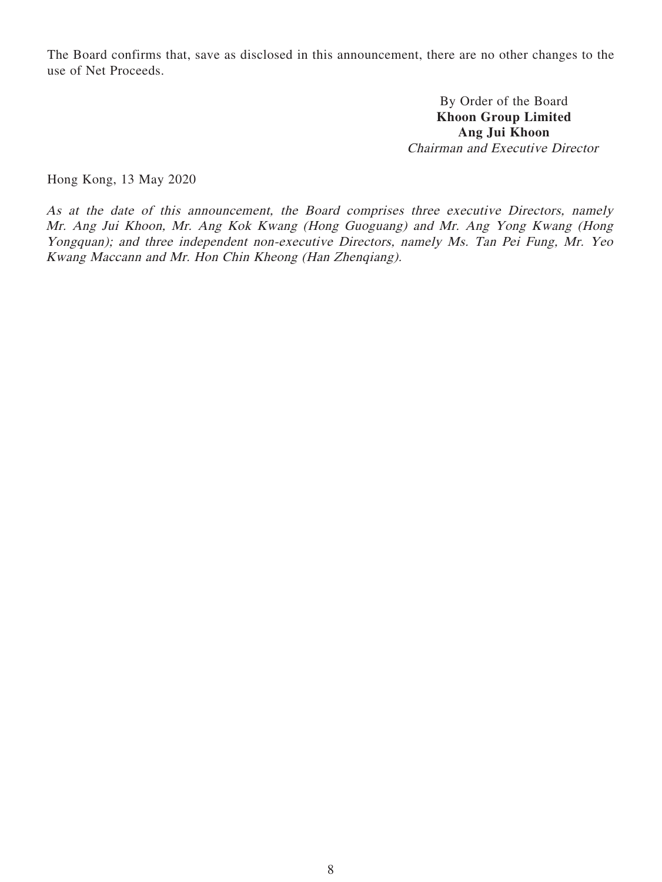The Board confirms that, save as disclosed in this announcement, there are no other changes to the use of Net Proceeds.

By Order of the Board
**Khoon Group Limited**
**Ang Jui Khoon**
*Chairman and Executive Director*

Hong Kong, 13 May 2020

*As at the date of this announcement, the Board comprises three executive Directors, namely Mr. Ang Jui Khoon, Mr. Ang Kok Kwang (Hong Guoguang) and Mr. Ang Yong Kwang (Hong Yongquan); and three independent non-executive Directors, namely Ms. Tan Pei Fung, Mr. Yeo Kwang Maccann and Mr. Hon Chin Kheong (Han Zhenqiang).*